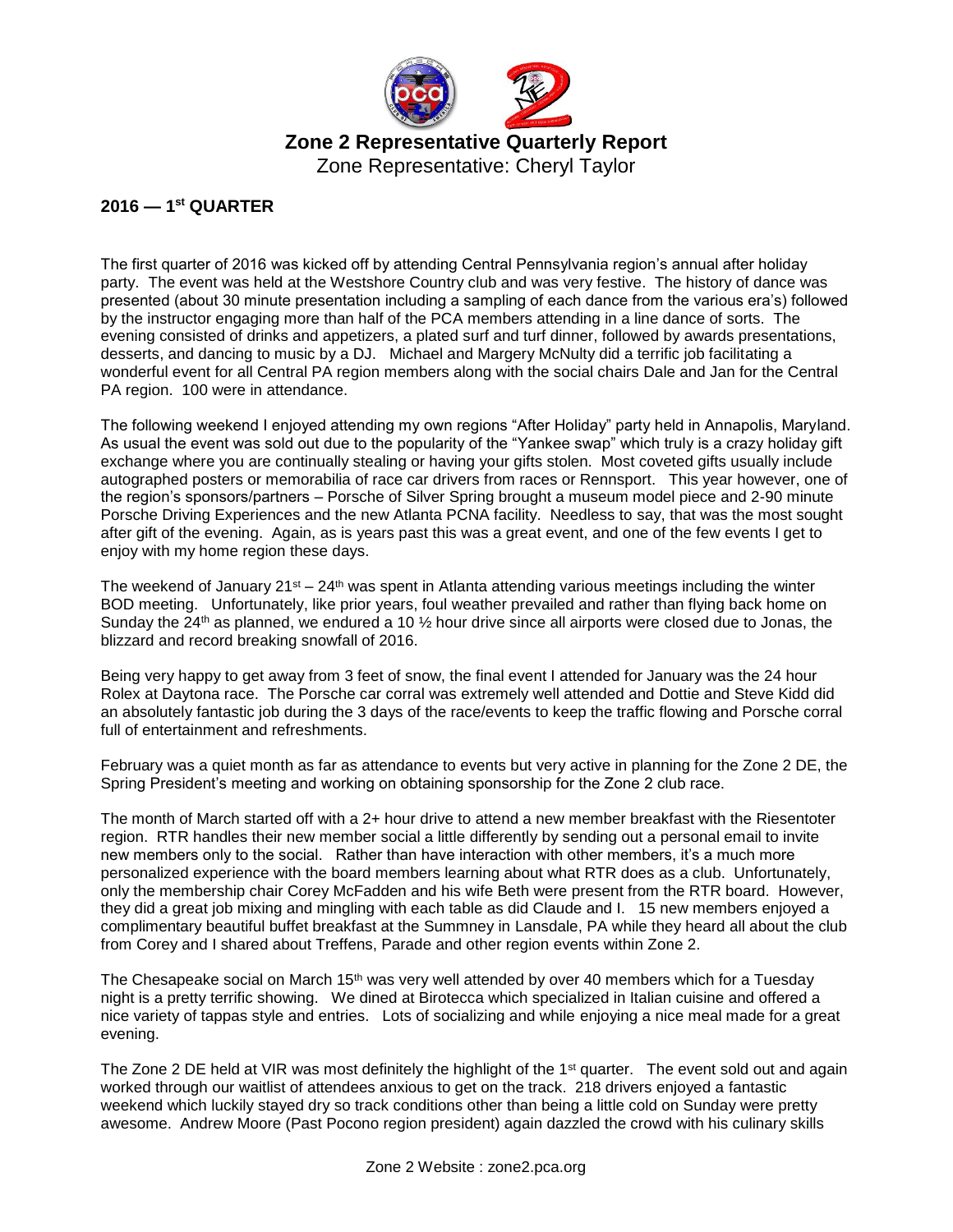# Zone 2 Representative Quarterly Report

Zone Representative: Cheryl Taylor

## 2016 — 1st QUARTER

The first quarter of 2016 was kicked off by attending Central Pennsylvania region's annual after holiday party. The event was held at the Westshore Country club and was very festive. The history of dance was presented (about 30 minute presentation including a sampling of each dance from the various era's) followed by the instructor engaging more than half of the PCA members attending in a line dance of sorts. The evening consisted of drinks and appetizers, a plated surf and turf dinner, followed by awards presentations, desserts, and dancing to music by a DJ. Michael and Margery McNulty did a terrific job facilitating a wonderful event for all Central PA region members along with the social chairs Dale and Jan for the Central PA region. 100 were in attendance.

The following weekend I enjoyed attending my own regions "After Holiday" party held in Annapolis, Maryland. As usual the event was sold out due to the popularity of the "Yankee swap" which truly is a crazy holiday gift exchange where you are continually stealing or having your gifts stolen. Most coveted gifts usually include autographed posters or memorabilia of race car drivers from races or Rennsport. This year however, one of the region's sponsors/partners – Porsche of Silver Spring brought a museum model piece and 2-90 minute Porsche Driving Experiences and the new Atlanta PCNA facility. Needless to say, that was the most sought after gift of the evening. Again, as is years past this was a great event, and one of the few events I get to enjoy with my home region these days.

The weekend of January 21st – 24th was spent in Atlanta attending various meetings including the winter BOD meeting. Unfortunately, like prior years, foul weather prevailed and rather than flying back home on Sunday the 24th as planned, we endured a 10 ½ hour drive since all airports were closed due to Jonas, the blizzard and record breaking snowfall of 2016.

Being very happy to get away from 3 feet of snow, the final event I attended for January was the 24 hour Rolex at Daytona race. The Porsche car corral was extremely well attended and Dottie and Steve Kidd did an absolutely fantastic job during the 3 days of the race/events to keep the traffic flowing and Porsche corral full of entertainment and refreshments.

February was a quiet month as far as attendance to events but very active in planning for the Zone 2 DE, the Spring President's meeting and working on obtaining sponsorship for the Zone 2 club race.

The month of March started off with a 2+ hour drive to attend a new member breakfast with the Riesentoter region. RTR handles their new member social a little differently by sending out a personal email to invite new members only to the social. Rather than have interaction with other members, it's a much more personalized experience with the board members learning about what RTR does as a club. Unfortunately, only the membership chair Corey McFadden and his wife Beth were present from the RTR board. However, they did a great job mixing and mingling with each table as did Claude and I. 15 new members enjoyed a complimentary beautiful buffet breakfast at the Summney in Lansdale, PA while they heard all about the club from Corey and I shared about Treffens, Parade and other region events within Zone 2.

The Chesapeake social on March 15th was very well attended by over 40 members which for a Tuesday night is a pretty terrific showing. We dined at Birotecca which specialized in Italian cuisine and offered a nice variety of tappas style and entries. Lots of socializing and while enjoying a nice meal made for a great evening.

The Zone 2 DE held at VIR was most definitely the highlight of the 1st quarter. The event sold out and again worked through our waitlist of attendees anxious to get on the track. 218 drivers enjoyed a fantastic weekend which luckily stayed dry so track conditions other than being a little cold on Sunday were pretty awesome. Andrew Moore (Past Pocono region president) again dazzled the crowd with his culinary skills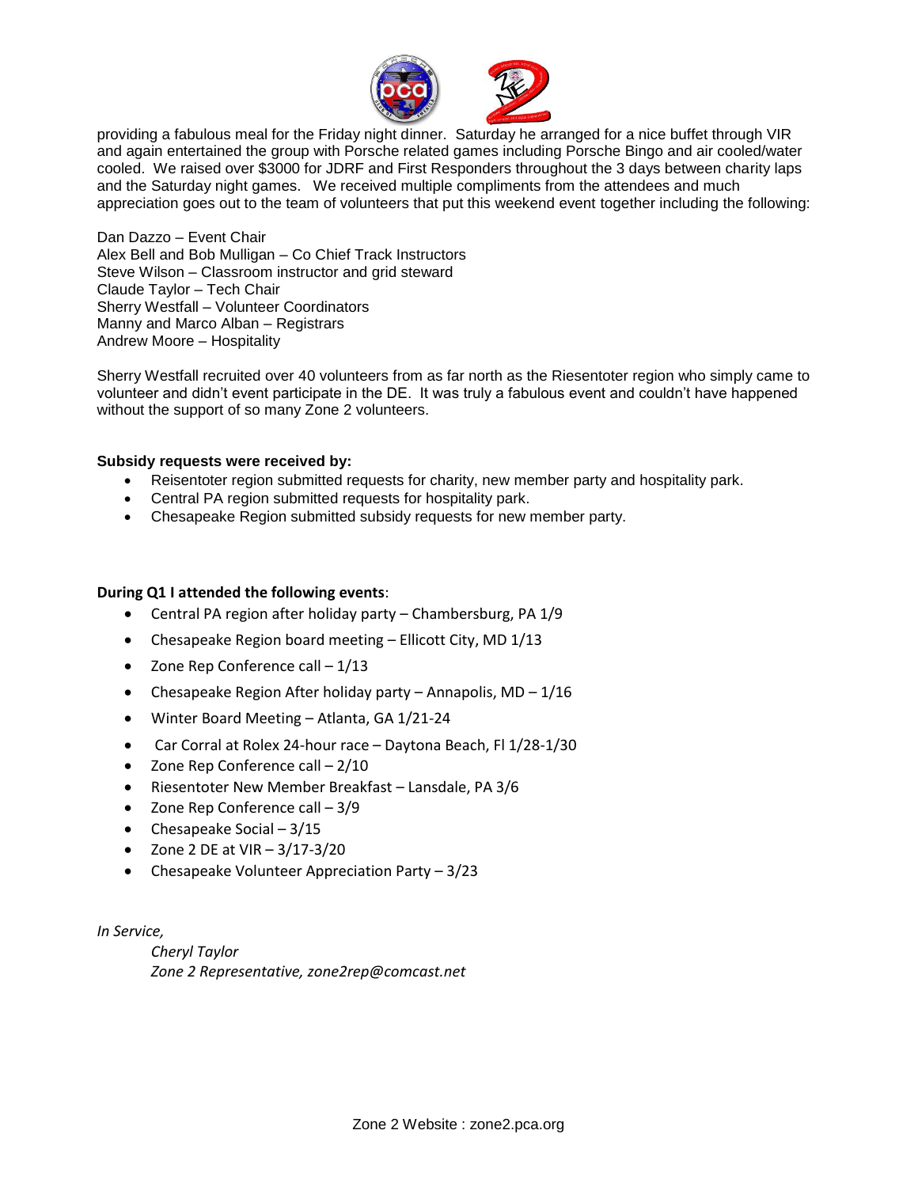providing a fabulous meal for the Friday night dinner. Saturday he arranged for a nice buffet through VIR and again entertained the group with Porsche related games including Porsche Bingo and air cooled/water cooled. We raised over $3000 for JDRF and First Responders throughout the 3 days between charity laps and the Saturday night games. We received multiple compliments from the attendees and much appreciation goes out to the team of volunteers that put this weekend event together including the following:

Dan Dazzo – Event Chair
Alex Bell and Bob Mulligan – Co Chief Track Instructors
Steve Wilson – Classroom instructor and grid steward
Claude Taylor – Tech Chair
Sherry Westfall – Volunteer Coordinators
Manny and Marco Alban – Registrars
Andrew Moore – Hospitality

Sherry Westfall recruited over 40 volunteers from as far north as the Riesentoter region who simply came to volunteer and didn't event participate in the DE. It was truly a fabulous event and couldn't have happened without the support of so many Zone 2 volunteers.

**Subsidy requests were received by:**

- Reisentoter region submitted requests for charity, new member party and hospitality park.
- Central PA region submitted requests for hospitality park.
- Chesapeake Region submitted subsidy requests for new member party.

**During Q1 I attended the following events**:

- Central PA region after holiday party – Chambersburg, PA 1/9
- Chesapeake Region board meeting – Ellicott City, MD 1/13
- Zone Rep Conference call – 1/13
- Chesapeake Region After holiday party – Annapolis, MD – 1/16
- Winter Board Meeting – Atlanta, GA 1/21-24
- Car Corral at Rolex 24-hour race – Daytona Beach, Fl 1/28-1/30
- Zone Rep Conference call – 2/10
- Riesentoter New Member Breakfast – Lansdale, PA 3/6
- Zone Rep Conference call – 3/9
- Chesapeake Social – 3/15
- Zone 2 DE at VIR – 3/17-3/20
- Chesapeake Volunteer Appreciation Party – 3/23

*In Service,*

*Cheryl Taylor*
*Zone 2 Representative, zone2rep@comcast.net*